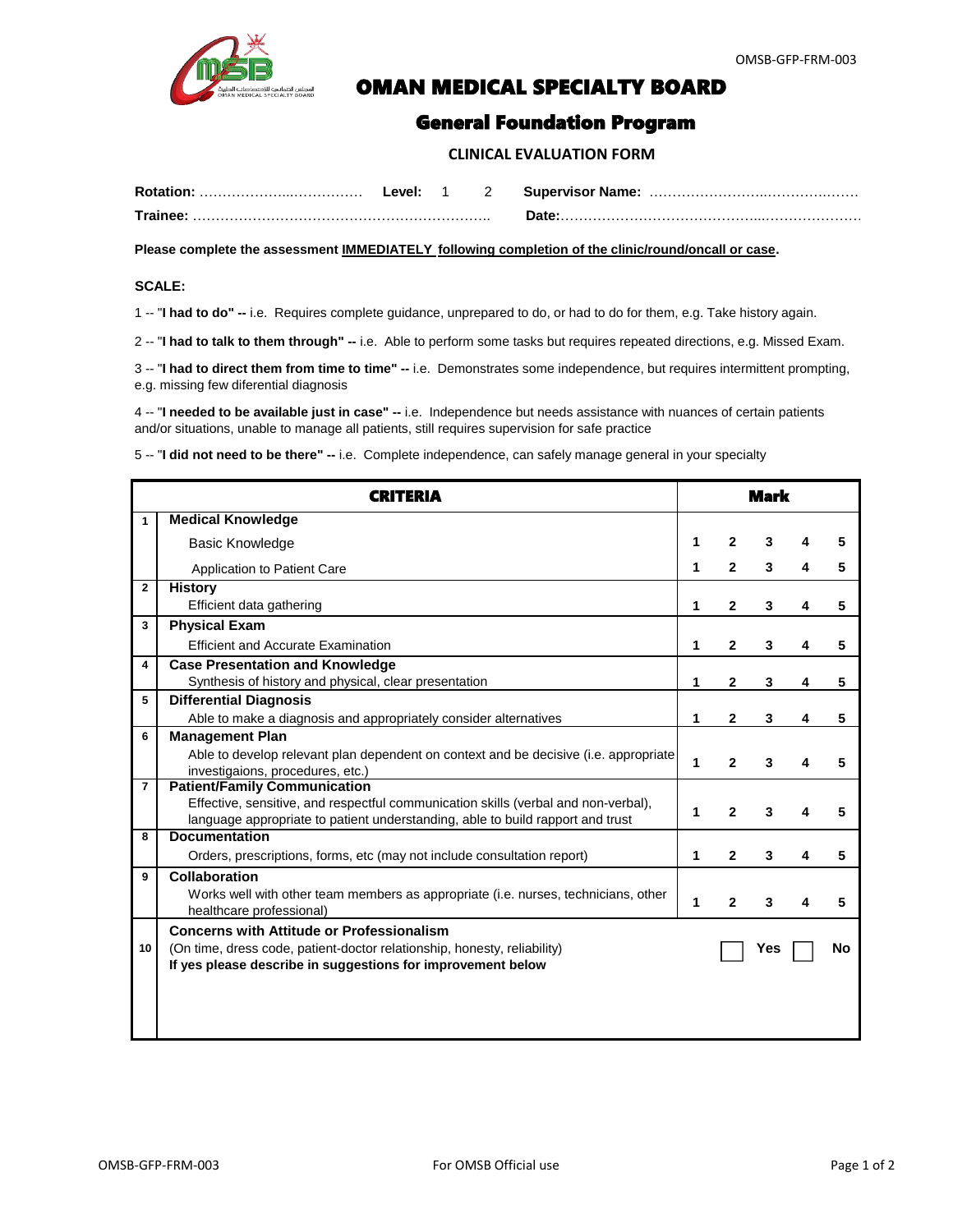# OMAN MEDICAL SPECIALTY BOARD

## General Foundation Program

### CLINICAL EVALUATION FORM

**Rotation:** ……………………………………… **Level:** 1 2 **Supervisor Name:** ………………………………………………

**Trainee:** ……………………………………………………………….. **Date:**……………………………………………………………

**Please complete the assessment IMMEDIATELY following completion of the clinic/round/oncall or case.**

**SCALE:**

1 -- "**I had to do" --** i.e. Requires complete guidance, unprepared to do, or had to do for them, e.g. Take history again.

2 -- "**I had to talk to them through" --** i.e. Able to perform some tasks but requires repeated directions, e.g. Missed Exam.

3 -- "**I had to direct them from time to time" --** i.e. Demonstrates some independence, but requires intermittent prompting, e.g. missing few diferential diagnosis

4 -- "**I needed to be available just in case" --** i.e. Independence but needs assistance with nuances of certain patients and/or situations, unable to manage all patients, still requires supervision for safe practice

5 -- "**I did not need to be there" --** i.e. Complete independence, can safely manage general in your specialty

| | CRITERIA | Mark | | | | |
|---|---|---|---|---|---|---|
| 1 | **Medical Knowledge** | | | | | |
| | Basic Knowledge | 1 | 2 | 3 | 4 | 5 |
| | Application to Patient Care | 1 | 2 | 3 | 4 | 5 |
| 2 | **History**<br>Efficient data gathering | 1 | 2 | 3 | 4 | 5 |
| 3 | **Physical Exam**<br>Efficient and Accurate Examination | 1 | 2 | 3 | 4 | 5 |
| 4 | **Case Presentation and Knowledge**<br>Synthesis of history and physical, clear presentation | 1 | 2 | 3 | 4 | 5 |
| 5 | **Differential Diagnosis**<br>Able to make a diagnosis and appropriately consider alternatives | 1 | 2 | 3 | 4 | 5 |
| 6 | **Management Plan**<br>Able to develop relevant plan dependent on context and be decisive (i.e. appropriate investigaions, procedures, etc.) | 1 | 2 | 3 | 4 | 5 |
| 7 | **Patient/Family Communication**<br>Effective, sensitive, and respectful communication skills (verbal and non-verbal), language appropriate to patient understanding, able to build rapport and trust | 1 | 2 | 3 | 4 | 5 |
| 8 | **Documentation**<br>Orders, prescriptions, forms, etc (may not include consultation report) | 1 | 2 | 3 | 4 | 5 |
| 9 | **Collaboration**<br>Works well with other team members as appropriate (i.e. nurses, technicians, other healthcare professional) | 1 | 2 | 3 | 4 | 5 |
| 10 | **Concerns with Attitude or Professionalism**<br>(On time, dress code, patient-doctor relationship, honesty, reliability)<br>**If yes please describe in suggestions for improvement below** | ☐ Yes | | ☐ No | | |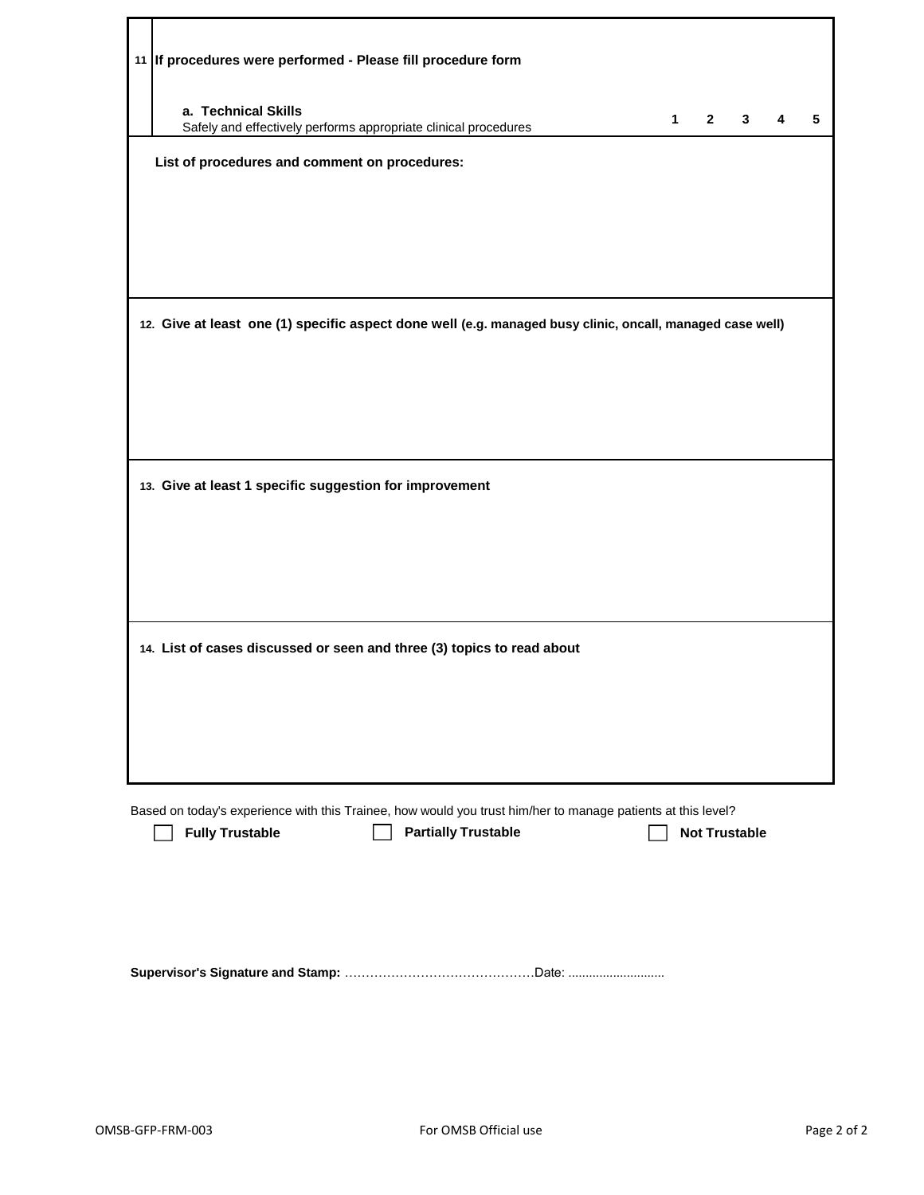11 **If procedures were performed - Please fill procedure form**

| | | | | | |
|---|---|---|---|---|---|
| **a. Technical Skills**<br>Safely and effectively performs appropriate clinical procedures | **1** | **2** | **3** | **4** | **5** |

**List of procedures and comment on procedures:**

12. **Give at least one (1) specific aspect done well (e.g. managed busy clinic, oncall, managed case well)**

13. **Give at least 1 specific suggestion for improvement**

14. **List of cases discussed or seen and three (3) topics to read about**

Based on today's experience with this Trainee, how would you trust him/her to manage patients at this level?

☐ **Fully Trustable** ☐ **Partially Trustable** ☐ **Not Trustable**

**Supervisor's Signature and Stamp:** ………………………………………Date: ...........................

OMSB-GFP-FRM-003 For OMSB Official use